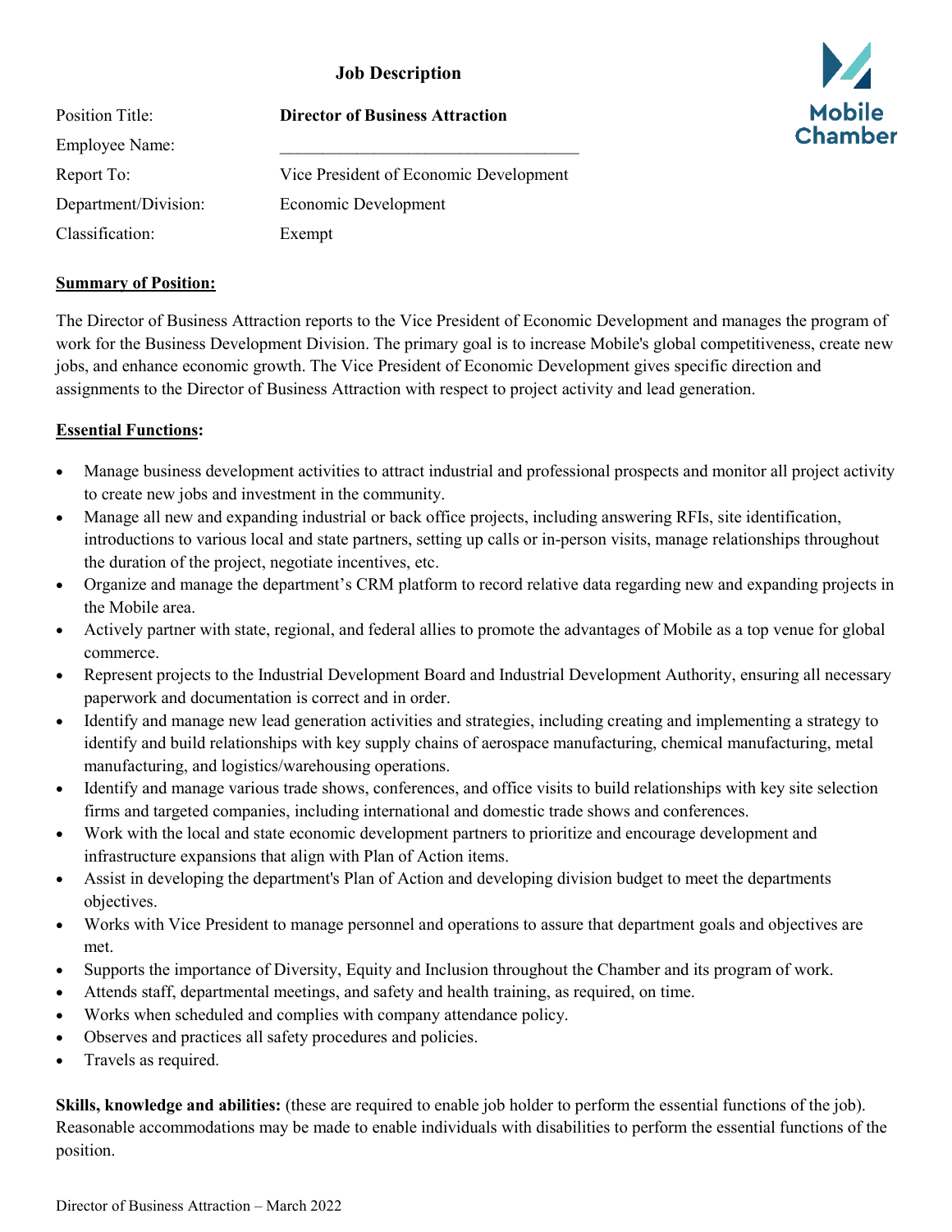# Job Description

| | |
|---|---|
| Position Title: | **Director of Business Attraction** |
| Employee Name: | ___________________________________ |
| Report To: | Vice President of Economic Development |
| Department/Division: | Economic Development |
| Classification: | Exempt |

**Mobile Chamber**

**<u>Summary of Position:</u>**

The Director of Business Attraction reports to the Vice President of Economic Development and manages the program of work for the Business Development Division. The primary goal is to increase Mobile's global competitiveness, create new jobs, and enhance economic growth. The Vice President of Economic Development gives specific direction and assignments to the Director of Business Attraction with respect to project activity and lead generation.

**<u>Essential Functions</u>:**

- Manage business development activities to attract industrial and professional prospects and monitor all project activity to create new jobs and investment in the community.
- Manage all new and expanding industrial or back office projects, including answering RFIs, site identification, introductions to various local and state partners, setting up calls or in-person visits, manage relationships throughout the duration of the project, negotiate incentives, etc.
- Organize and manage the department's CRM platform to record relative data regarding new and expanding projects in the Mobile area.
- Actively partner with state, regional, and federal allies to promote the advantages of Mobile as a top venue for global commerce.
- Represent projects to the Industrial Development Board and Industrial Development Authority, ensuring all necessary paperwork and documentation is correct and in order.
- Identify and manage new lead generation activities and strategies, including creating and implementing a strategy to identify and build relationships with key supply chains of aerospace manufacturing, chemical manufacturing, metal manufacturing, and logistics/warehousing operations.
- Identify and manage various trade shows, conferences, and office visits to build relationships with key site selection firms and targeted companies, including international and domestic trade shows and conferences.
- Work with the local and state economic development partners to prioritize and encourage development and infrastructure expansions that align with Plan of Action items.
- Assist in developing the department's Plan of Action and developing division budget to meet the departments objectives.
- Works with Vice President to manage personnel and operations to assure that department goals and objectives are met.
- Supports the importance of Diversity, Equity and Inclusion throughout the Chamber and its program of work.
- Attends staff, departmental meetings, and safety and health training, as required, on time.
- Works when scheduled and complies with company attendance policy.
- Observes and practices all safety procedures and policies.
- Travels as required.

**Skills, knowledge and abilities:** (these are required to enable job holder to perform the essential functions of the job). Reasonable accommodations may be made to enable individuals with disabilities to perform the essential functions of the position.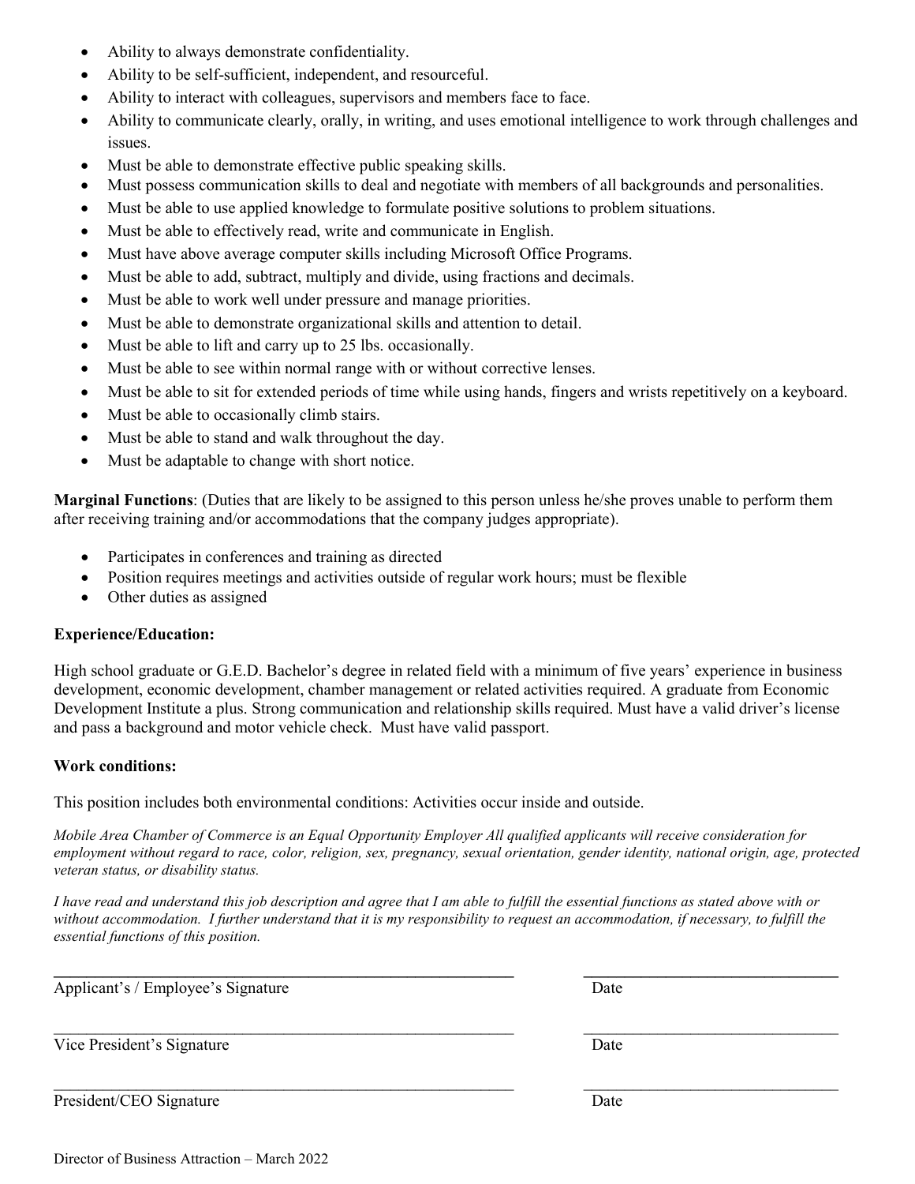- Ability to always demonstrate confidentiality.
- Ability to be self-sufficient, independent, and resourceful.
- Ability to interact with colleagues, supervisors and members face to face.
- Ability to communicate clearly, orally, in writing, and uses emotional intelligence to work through challenges and issues.
- Must be able to demonstrate effective public speaking skills.
- Must possess communication skills to deal and negotiate with members of all backgrounds and personalities.
- Must be able to use applied knowledge to formulate positive solutions to problem situations.
- Must be able to effectively read, write and communicate in English.
- Must have above average computer skills including Microsoft Office Programs.
- Must be able to add, subtract, multiply and divide, using fractions and decimals.
- Must be able to work well under pressure and manage priorities.
- Must be able to demonstrate organizational skills and attention to detail.
- Must be able to lift and carry up to 25 lbs. occasionally.
- Must be able to see within normal range with or without corrective lenses.
- Must be able to sit for extended periods of time while using hands, fingers and wrists repetitively on a keyboard.
- Must be able to occasionally climb stairs.
- Must be able to stand and walk throughout the day.
- Must be adaptable to change with short notice.

**Marginal Functions**: (Duties that are likely to be assigned to this person unless he/she proves unable to perform them after receiving training and/or accommodations that the company judges appropriate).

- Participates in conferences and training as directed
- Position requires meetings and activities outside of regular work hours; must be flexible
- Other duties as assigned

**Experience/Education:**

High school graduate or G.E.D. Bachelor's degree in related field with a minimum of five years' experience in business development, economic development, chamber management or related activities required. A graduate from Economic Development Institute a plus. Strong communication and relationship skills required. Must have a valid driver's license and pass a background and motor vehicle check. Must have valid passport.

**Work conditions:**

This position includes both environmental conditions: Activities occur inside and outside.

*Mobile Area Chamber of Commerce is an Equal Opportunity Employer All qualified applicants will receive consideration for employment without regard to race, color, religion, sex, pregnancy, sexual orientation, gender identity, national origin, age, protected veteran status, or disability status.*

*I have read and understand this job description and agree that I am able to fulfill the essential functions as stated above with or without accommodation. I further understand that it is my responsibility to request an accommodation, if necessary, to fulfill the essential functions of this position.*

| | |
|---|---|
| Applicant's / Employee's Signature | Date |
| Vice President's Signature | Date |
| President/CEO Signature | Date |

Director of Business Attraction – March 2022